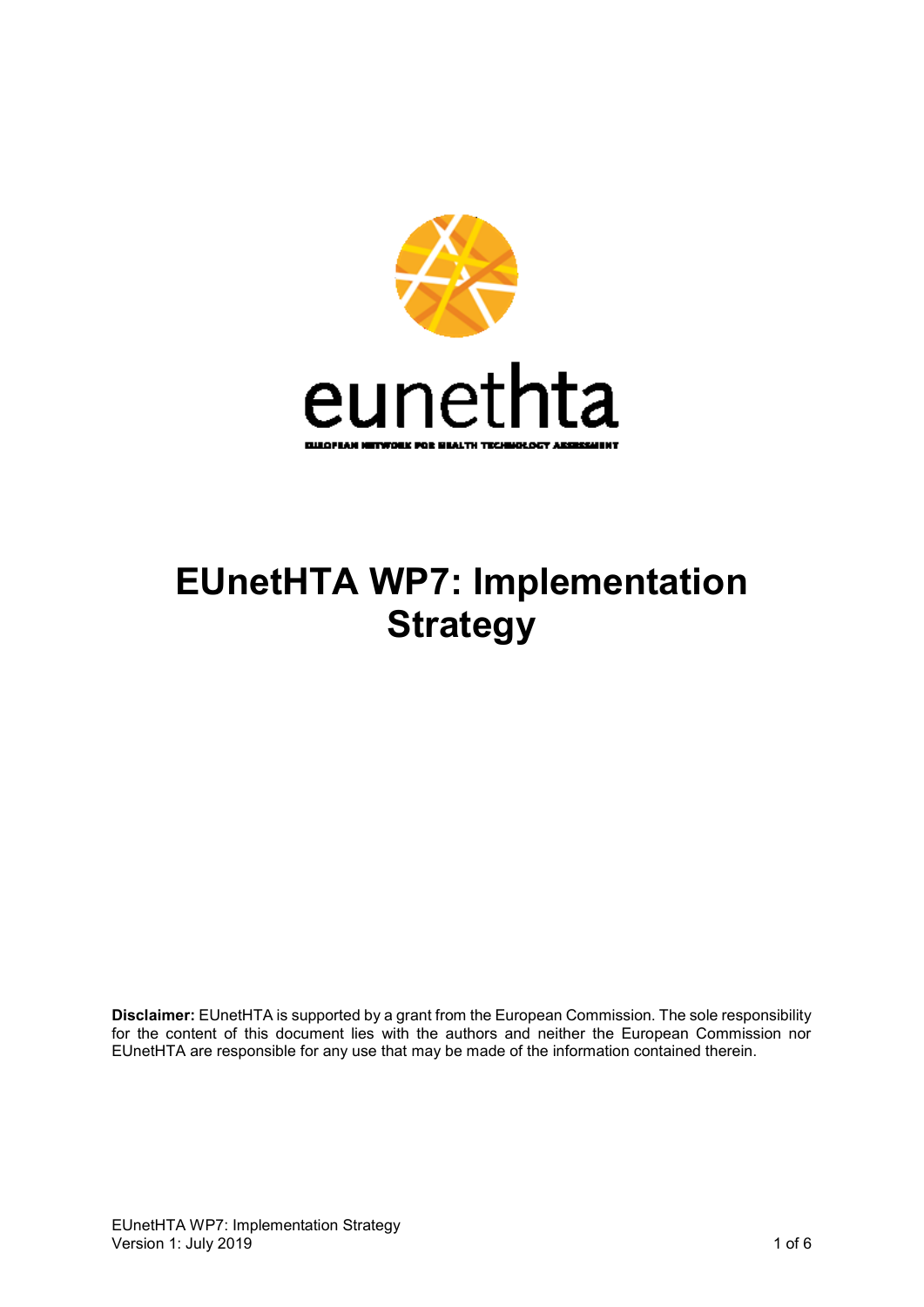eunethta

EUROPEAN NETWORK FOR HEALTH TECHNOLOGY ASSESSMENT

# EUnetHTA WP7: Implementation Strategy

**Disclaimer:** EUnetHTA is supported by a grant from the European Commission. The sole responsibility for the content of this document lies with the authors and neither the European Commission nor EUnetHTA are responsible for any use that may be made of the information contained therein.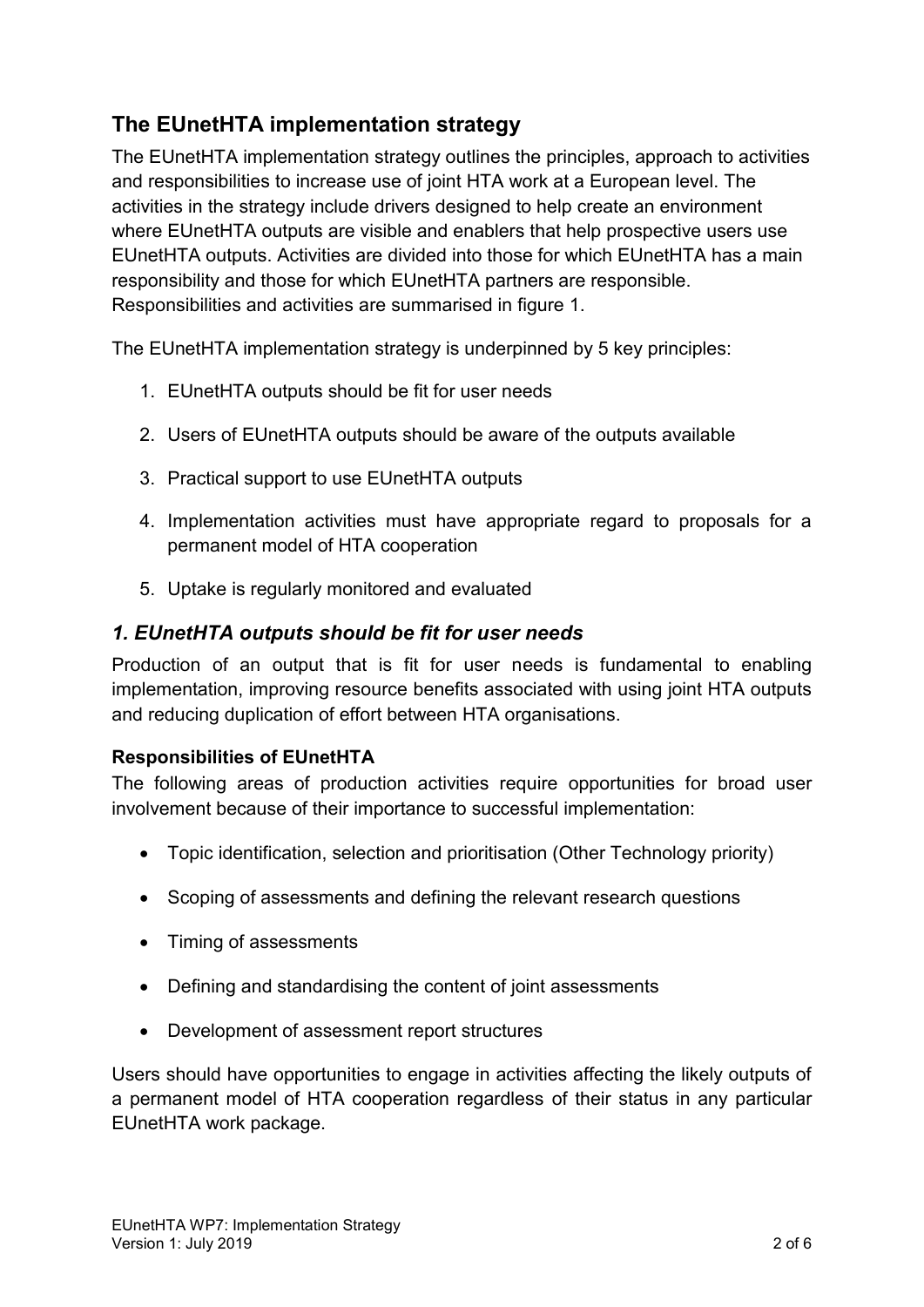## The EUnetHTA implementation strategy

The EUnetHTA implementation strategy outlines the principles, approach to activities and responsibilities to increase use of joint HTA work at a European level. The activities in the strategy include drivers designed to help create an environment where EUnetHTA outputs are visible and enablers that help prospective users use EUnetHTA outputs. Activities are divided into those for which EUnetHTA has a main responsibility and those for which EUnetHTA partners are responsible. Responsibilities and activities are summarised in figure 1.

The EUnetHTA implementation strategy is underpinned by 5 key principles:

1. EUnetHTA outputs should be fit for user needs
2. Users of EUnetHTA outputs should be aware of the outputs available
3. Practical support to use EUnetHTA outputs
4. Implementation activities must have appropriate regard to proposals for a permanent model of HTA cooperation
5. Uptake is regularly monitored and evaluated

### *1. EUnetHTA outputs should be fit for user needs*

Production of an output that is fit for user needs is fundamental to enabling implementation, improving resource benefits associated with using joint HTA outputs and reducing duplication of effort between HTA organisations.

**Responsibilities of EUnetHTA**

The following areas of production activities require opportunities for broad user involvement because of their importance to successful implementation:

- Topic identification, selection and prioritisation (Other Technology priority)
- Scoping of assessments and defining the relevant research questions
- Timing of assessments
- Defining and standardising the content of joint assessments
- Development of assessment report structures

Users should have opportunities to engage in activities affecting the likely outputs of a permanent model of HTA cooperation regardless of their status in any particular EUnetHTA work package.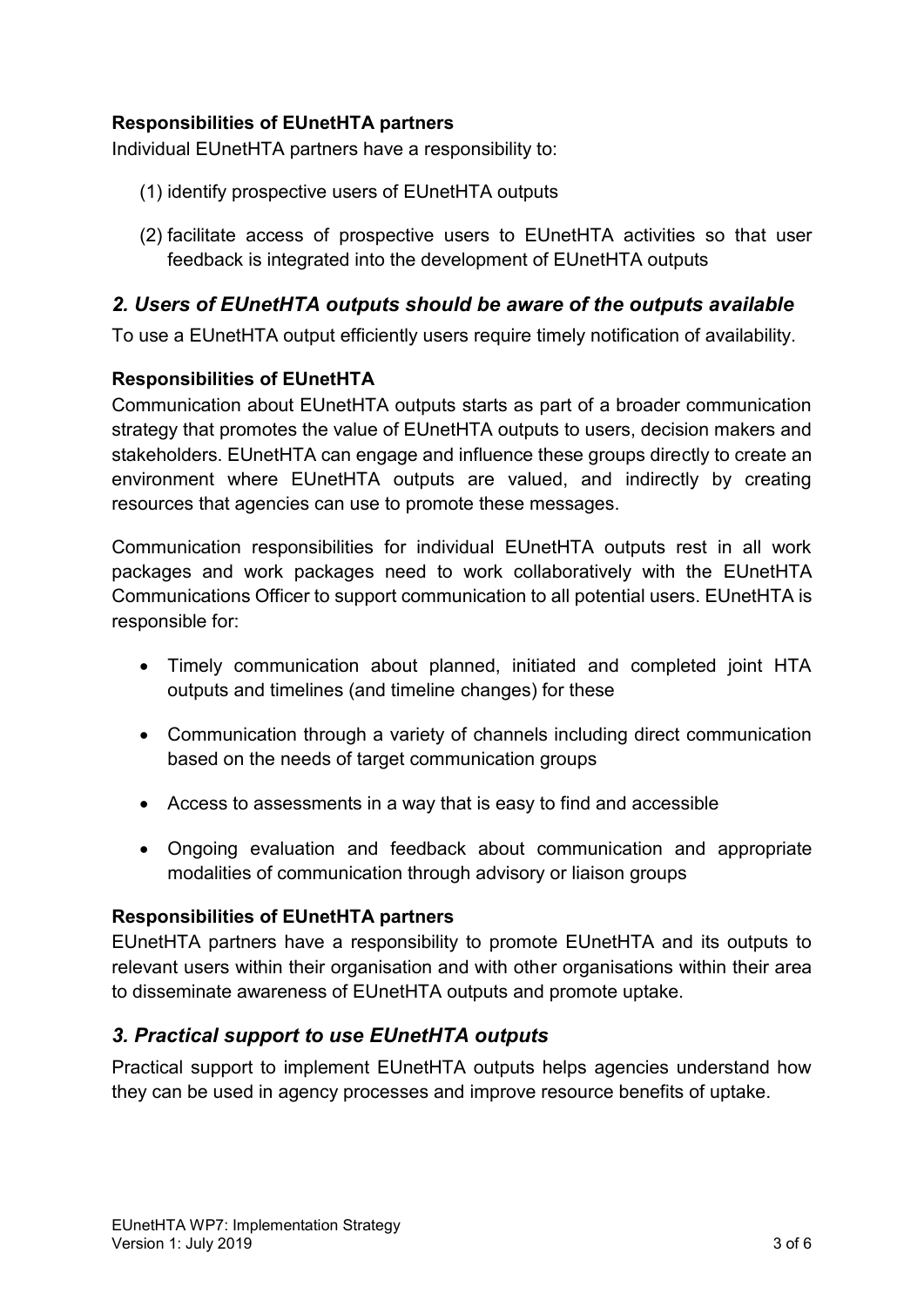**Responsibilities of EUnetHTA partners**

Individual EUnetHTA partners have a responsibility to:

(1) identify prospective users of EUnetHTA outputs

(2) facilitate access of prospective users to EUnetHTA activities so that user feedback is integrated into the development of EUnetHTA outputs

## *2. Users of EUnetHTA outputs should be aware of the outputs available*

To use a EUnetHTA output efficiently users require timely notification of availability.

**Responsibilities of EUnetHTA**

Communication about EUnetHTA outputs starts as part of a broader communication strategy that promotes the value of EUnetHTA outputs to users, decision makers and stakeholders. EUnetHTA can engage and influence these groups directly to create an environment where EUnetHTA outputs are valued, and indirectly by creating resources that agencies can use to promote these messages.

Communication responsibilities for individual EUnetHTA outputs rest in all work packages and work packages need to work collaboratively with the EUnetHTA Communications Officer to support communication to all potential users. EUnetHTA is responsible for:

- Timely communication about planned, initiated and completed joint HTA outputs and timelines (and timeline changes) for these
- Communication through a variety of channels including direct communication based on the needs of target communication groups
- Access to assessments in a way that is easy to find and accessible
- Ongoing evaluation and feedback about communication and appropriate modalities of communication through advisory or liaison groups

**Responsibilities of EUnetHTA partners**

EUnetHTA partners have a responsibility to promote EUnetHTA and its outputs to relevant users within their organisation and with other organisations within their area to disseminate awareness of EUnetHTA outputs and promote uptake.

## *3. Practical support to use EUnetHTA outputs*

Practical support to implement EUnetHTA outputs helps agencies understand how they can be used in agency processes and improve resource benefits of uptake.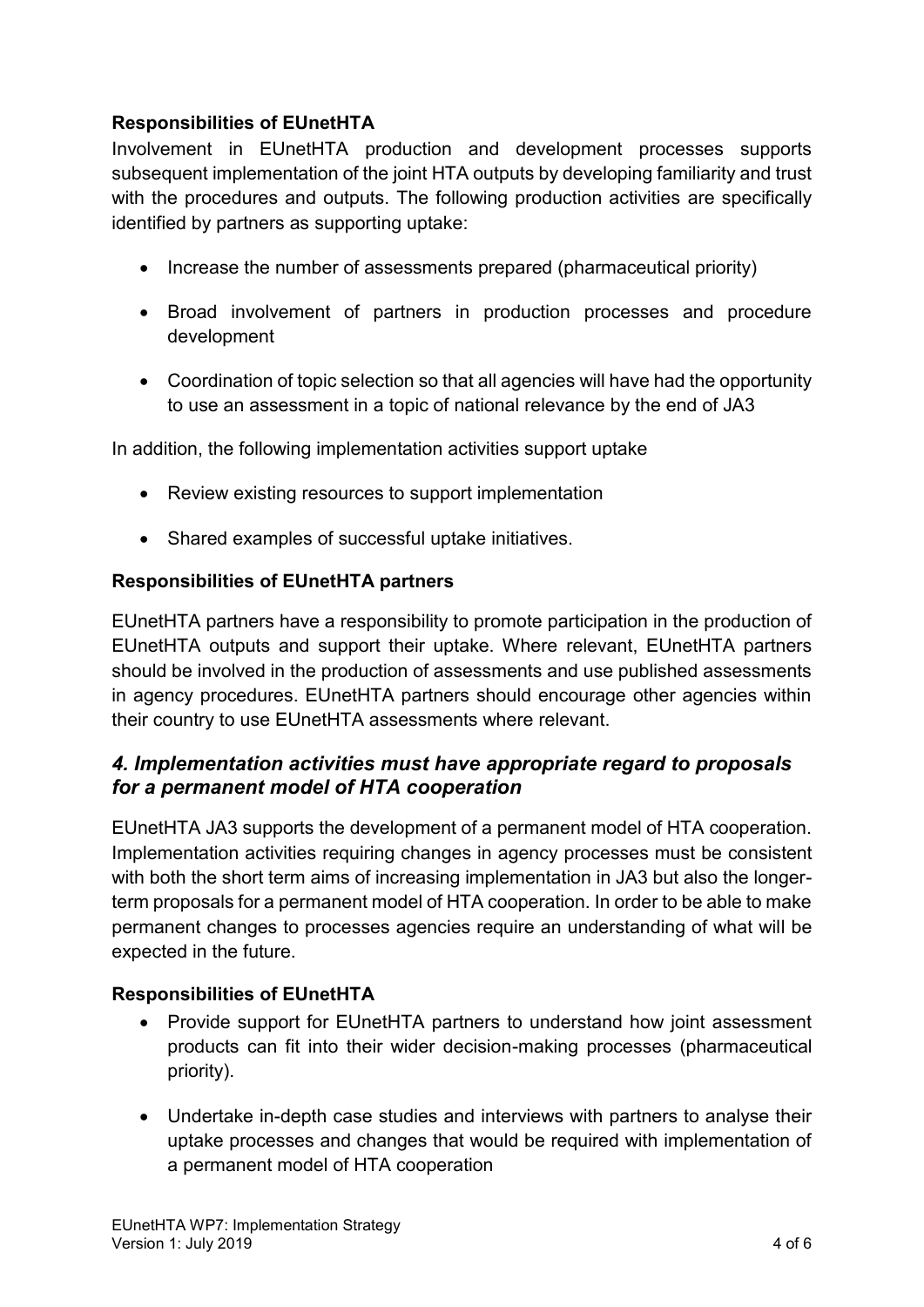**Responsibilities of EUnetHTA**

Involvement in EUnetHTA production and development processes supports subsequent implementation of the joint HTA outputs by developing familiarity and trust with the procedures and outputs. The following production activities are specifically identified by partners as supporting uptake:

- Increase the number of assessments prepared (pharmaceutical priority)
- Broad involvement of partners in production processes and procedure development
- Coordination of topic selection so that all agencies will have had the opportunity to use an assessment in a topic of national relevance by the end of JA3

In addition, the following implementation activities support uptake

- Review existing resources to support implementation
- Shared examples of successful uptake initiatives.

**Responsibilities of EUnetHTA partners**

EUnetHTA partners have a responsibility to promote participation in the production of EUnetHTA outputs and support their uptake. Where relevant, EUnetHTA partners should be involved in the production of assessments and use published assessments in agency procedures. EUnetHTA partners should encourage other agencies within their country to use EUnetHTA assessments where relevant.

## *4. Implementation activities must have appropriate regard to proposals for a permanent model of HTA cooperation*

EUnetHTA JA3 supports the development of a permanent model of HTA cooperation. Implementation activities requiring changes in agency processes must be consistent with both the short term aims of increasing implementation in JA3 but also the longer-term proposals for a permanent model of HTA cooperation. In order to be able to make permanent changes to processes agencies require an understanding of what will be expected in the future.

**Responsibilities of EUnetHTA**

- Provide support for EUnetHTA partners to understand how joint assessment products can fit into their wider decision-making processes (pharmaceutical priority).
- Undertake in-depth case studies and interviews with partners to analyse their uptake processes and changes that would be required with implementation of a permanent model of HTA cooperation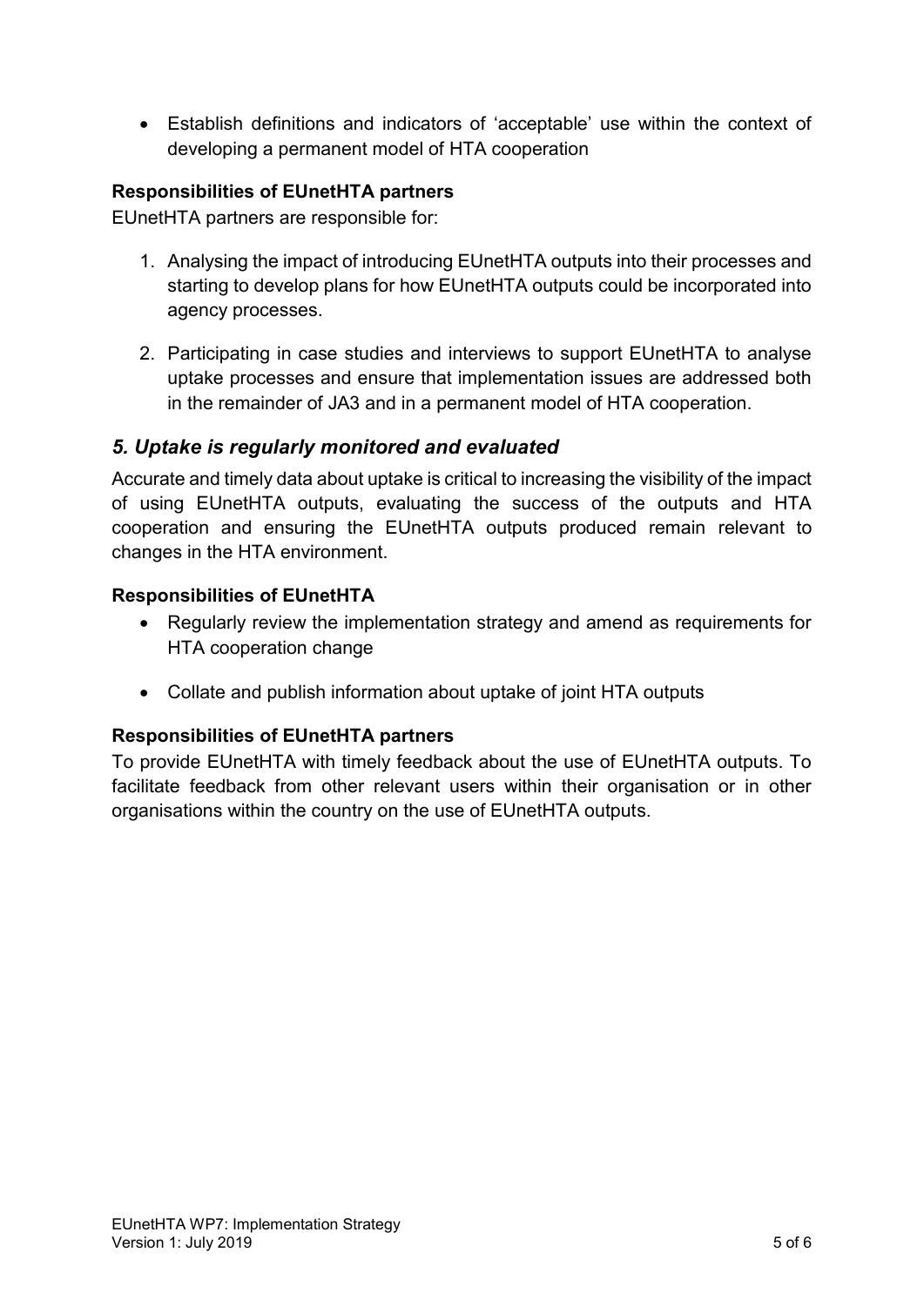- Establish definitions and indicators of 'acceptable' use within the context of developing a permanent model of HTA cooperation

**Responsibilities of EUnetHTA partners**

EUnetHTA partners are responsible for:

1. Analysing the impact of introducing EUnetHTA outputs into their processes and starting to develop plans for how EUnetHTA outputs could be incorporated into agency processes.

2. Participating in case studies and interviews to support EUnetHTA to analyse uptake processes and ensure that implementation issues are addressed both in the remainder of JA3 and in a permanent model of HTA cooperation.

## *5. Uptake is regularly monitored and evaluated*

Accurate and timely data about uptake is critical to increasing the visibility of the impact of using EUnetHTA outputs, evaluating the success of the outputs and HTA cooperation and ensuring the EUnetHTA outputs produced remain relevant to changes in the HTA environment.

**Responsibilities of EUnetHTA**

- Regularly review the implementation strategy and amend as requirements for HTA cooperation change

- Collate and publish information about uptake of joint HTA outputs

**Responsibilities of EUnetHTA partners**

To provide EUnetHTA with timely feedback about the use of EUnetHTA outputs. To facilitate feedback from other relevant users within their organisation or in other organisations within the country on the use of EUnetHTA outputs.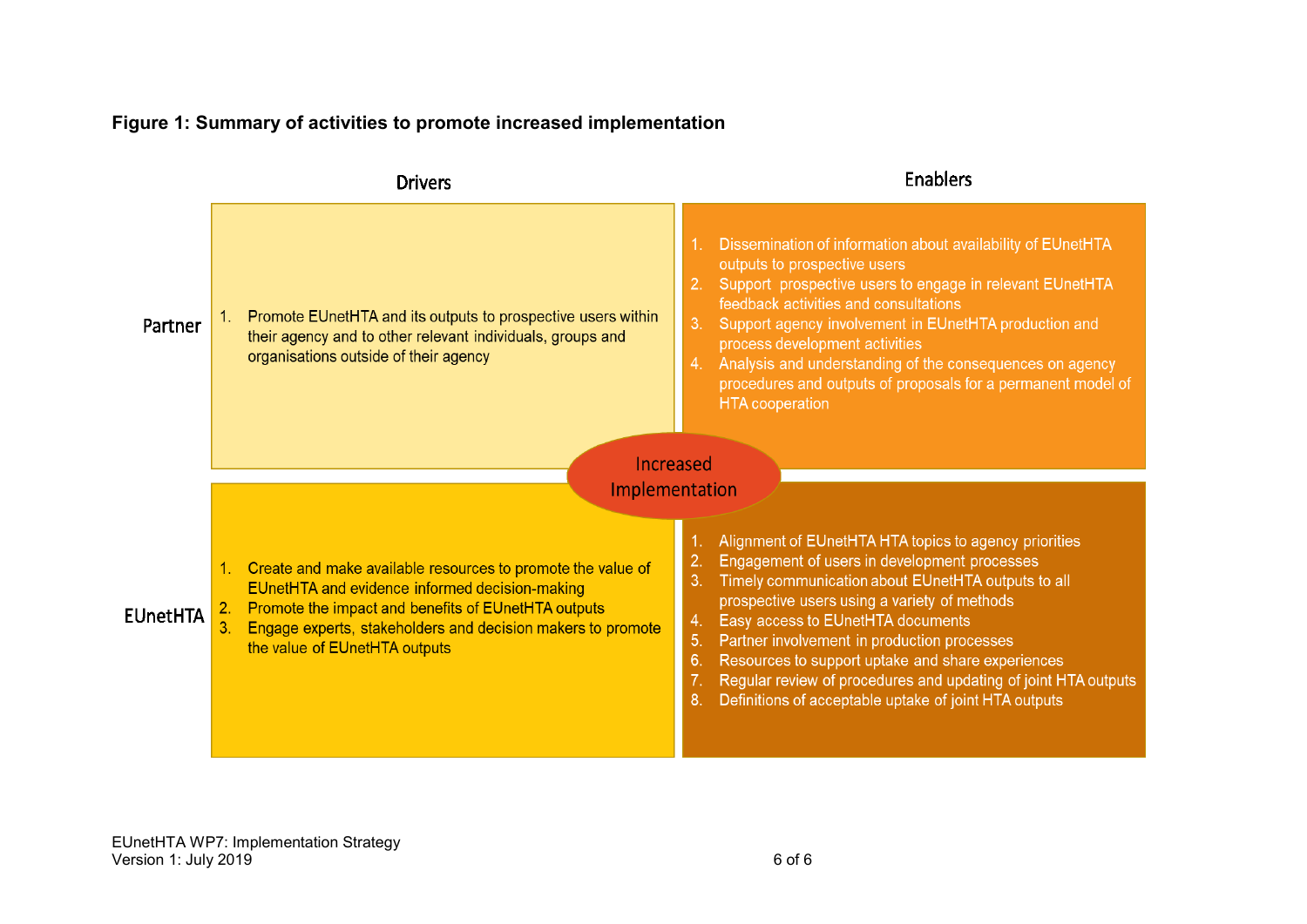**Figure 1: Summary of activities to promote increased implementation**

| | Drivers | Enablers |
| --- | --- | --- |
| Partner | 1. Promote EUnetHTA and its outputs to prospective users within their agency and to other relevant individuals, groups and organisations outside of their agency | 1. Dissemination of information about availability of EUnetHTA outputs to prospective users<br>2. Support prospective users to engage in relevant EUnetHTA feedback activities and consultations<br>3. Support agency involvement in EUnetHTA production and process development activities<br>4. Analysis and understanding of the consequences on agency procedures and outputs of proposals for a permanent model of HTA cooperation |
| EUnetHTA | 1. Create and make available resources to promote the value of EUnetHTA and evidence informed decision-making<br>2. Promote the impact and benefits of EUnetHTA outputs<br>3. Engage experts, stakeholders and decision makers to promote the value of EUnetHTA outputs | 1. Alignment of EUnetHTA HTA topics to agency priorities<br>2. Engagement of users in development processes<br>3. Timely communication about EUnetHTA outputs to all prospective users using a variety of methods<br>4. Easy access to EUnetHTA documents<br>5. Partner involvement in production processes<br>6. Resources to support uptake and share experiences<br>7. Regular review of procedures and updating of joint HTA outputs<br>8. Definitions of acceptable uptake of joint HTA outputs |

Increased Implementation